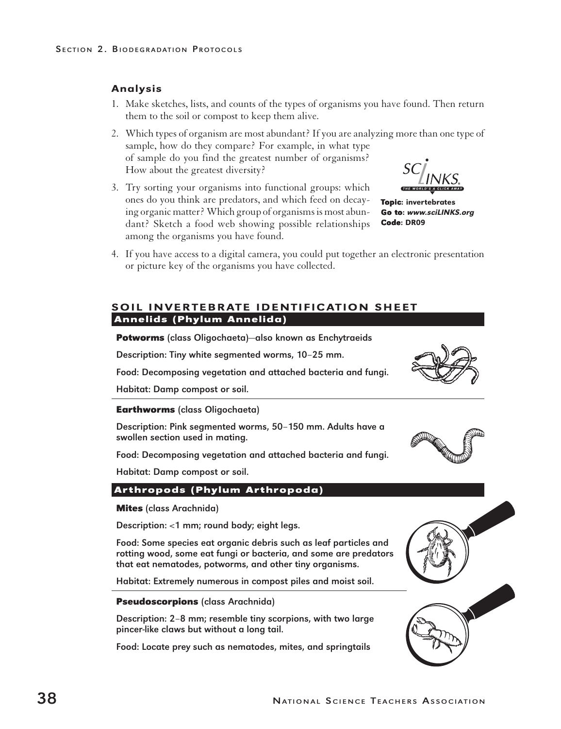### Analysis

1. Make sketches, lists, and counts of the types of organisms you have found. Then return them to the soil or compost to keep them alive.
2. Which types of organism are most abundant? If you are analyzing more than one type of sample, how do they compare? For example, in what type of sample do you find the greatest number of organisms? How about the greatest diversity?
3. Try sorting your organisms into functional groups: which ones do you think are predators, and which feed on decaying organic matter? Which group of organisms is most abundant? Sketch a food web showing possible relationships among the organisms you have found.
4. If you have access to a digital camera, you could put together an electronic presentation or picture key of the organisms you have collected.

**Topic:** invertebrates
**Go to:** *www.sciLINKS.org*
**Code:** DR09

## SOIL INVERTEBRATE IDENTIFICATION SHEET

### Annelids (Phylum Annelida)

**Potworms** (class Oligochaeta)—also known as Enchytraeids

Description: Tiny white segmented worms, 10–25 mm.

Food: Decomposing vegetation and attached bacteria and fungi.

Habitat: Damp compost or soil.

**Earthworms** (class Oligochaeta)

Description: Pink segmented worms, 50–150 mm. Adults have a swollen section used in mating.

Food: Decomposing vegetation and attached bacteria and fungi.

Habitat: Damp compost or soil.

### Arthropods (Phylum Arthropoda)

**Mites** (class Arachnida)

Description: <1 mm; round body; eight legs.

Food: Some species eat organic debris such as leaf particles and rotting wood, some eat fungi or bacteria, and some are predators that eat nematodes, potworms, and other tiny organisms.

Habitat: Extremely numerous in compost piles and moist soil.

**Pseudoscorpions** (class Arachnida)

Description: 2–8 mm; resemble tiny scorpions, with two large pincer-like claws but without a long tail.

Food: Locate prey such as nematodes, mites, and springtails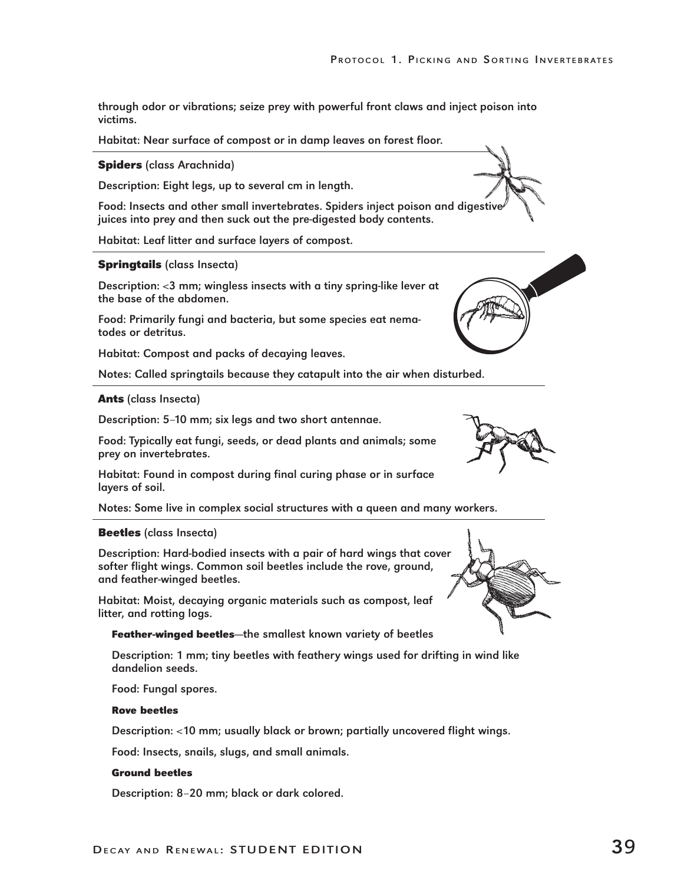through odor or vibrations; seize prey with powerful front claws and inject poison into victims.

Habitat: Near surface of compost or in damp leaves on forest floor.

**Spiders** (class Arachnida)

Description: Eight legs, up to several cm in length.

Food: Insects and other small invertebrates. Spiders inject poison and digestive juices into prey and then suck out the pre-digested body contents.

Habitat: Leaf litter and surface layers of compost.

**Springtails** (class Insecta)

Description: <3 mm; wingless insects with a tiny spring-like lever at the base of the abdomen.

Food: Primarily fungi and bacteria, but some species eat nematodes or detritus.

Habitat: Compost and packs of decaying leaves.

Notes: Called springtails because they catapult into the air when disturbed.

**Ants** (class Insecta)

Description: 5–10 mm; six legs and two short antennae.

Food: Typically eat fungi, seeds, or dead plants and animals; some prey on invertebrates.

Habitat: Found in compost during final curing phase or in surface layers of soil.

Notes: Some live in complex social structures with a queen and many workers.

**Beetles** (class Insecta)

Description: Hard-bodied insects with a pair of hard wings that cover softer flight wings. Common soil beetles include the rove, ground, and feather-winged beetles.

Habitat: Moist, decaying organic materials such as compost, leaf litter, and rotting logs.

**Feather-winged beetles**—the smallest known variety of beetles

Description: 1 mm; tiny beetles with feathery wings used for drifting in wind like dandelion seeds.

Food: Fungal spores.

**Rove beetles**

Description: <10 mm; usually black or brown; partially uncovered flight wings.

Food: Insects, snails, slugs, and small animals.

**Ground beetles**

Description: 8–20 mm; black or dark colored.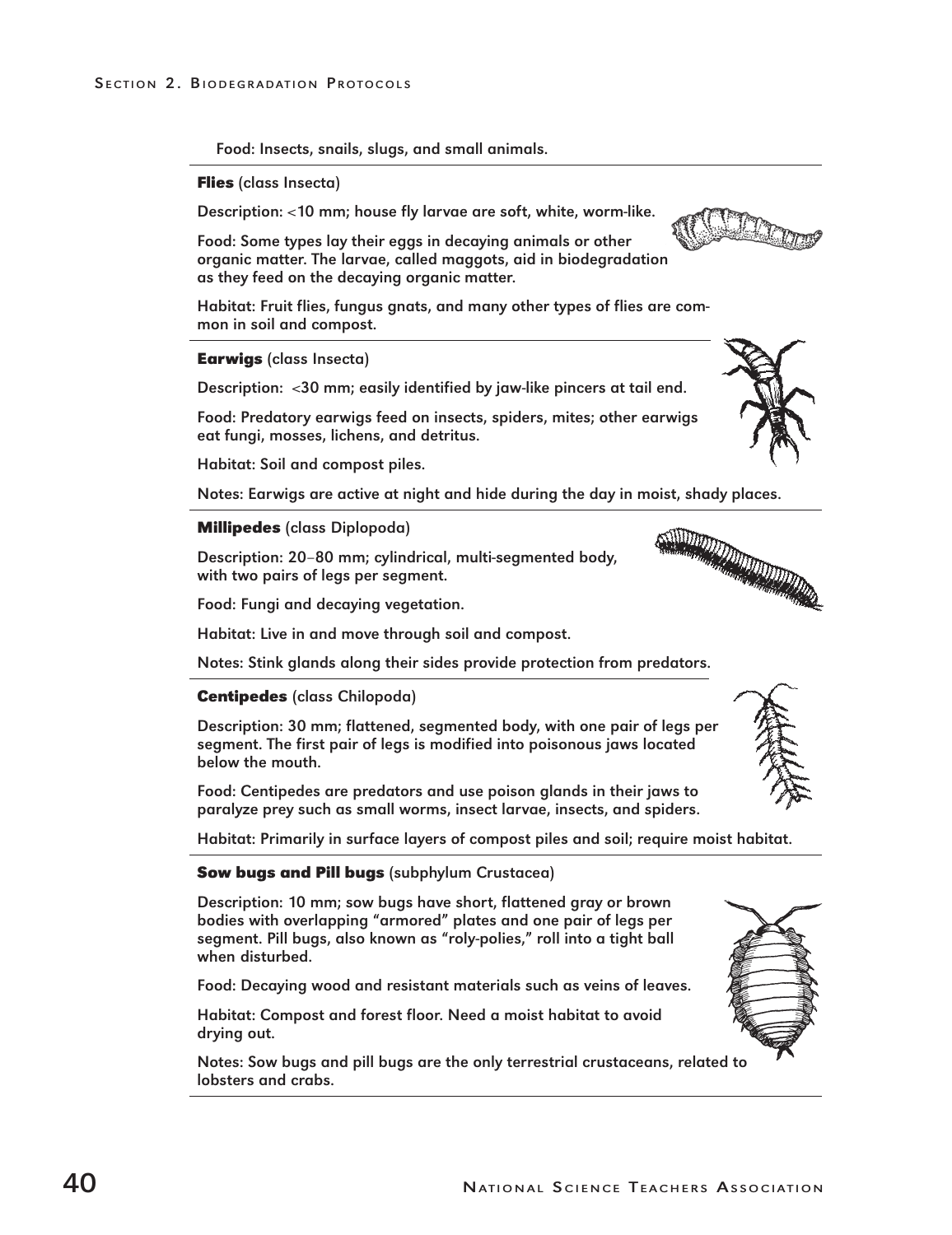Food: Insects, snails, slugs, and small animals.

**Flies** (class Insecta)

Description: <10 mm; house fly larvae are soft, white, worm-like.

Food: Some types lay their eggs in decaying animals or other organic matter. The larvae, called maggots, aid in biodegradation as they feed on the decaying organic matter.

Habitat: Fruit flies, fungus gnats, and many other types of flies are common in soil and compost.

**Earwigs** (class Insecta)

Description: <30 mm; easily identified by jaw-like pincers at tail end.

Food: Predatory earwigs feed on insects, spiders, mites; other earwigs eat fungi, mosses, lichens, and detritus.

Habitat: Soil and compost piles.

Notes: Earwigs are active at night and hide during the day in moist, shady places.

**Millipedes** (class Diplopoda)

Description: 20–80 mm; cylindrical, multi-segmented body, with two pairs of legs per segment.

Food: Fungi and decaying vegetation.

Habitat: Live in and move through soil and compost.

Notes: Stink glands along their sides provide protection from predators.

**Centipedes** (class Chilopoda)

Description: 30 mm; flattened, segmented body, with one pair of legs per segment. The first pair of legs is modified into poisonous jaws located below the mouth.

Food: Centipedes are predators and use poison glands in their jaws to paralyze prey such as small worms, insect larvae, insects, and spiders.

Habitat: Primarily in surface layers of compost piles and soil; require moist habitat.

**Sow bugs and Pill bugs** (subphylum Crustacea)

Description: 10 mm; sow bugs have short, flattened gray or brown bodies with overlapping "armored" plates and one pair of legs per segment. Pill bugs, also known as "roly-polies," roll into a tight ball when disturbed.

Food: Decaying wood and resistant materials such as veins of leaves.

Habitat: Compost and forest floor. Need a moist habitat to avoid drying out.

Notes: Sow bugs and pill bugs are the only terrestrial crustaceans, related to lobsters and crabs.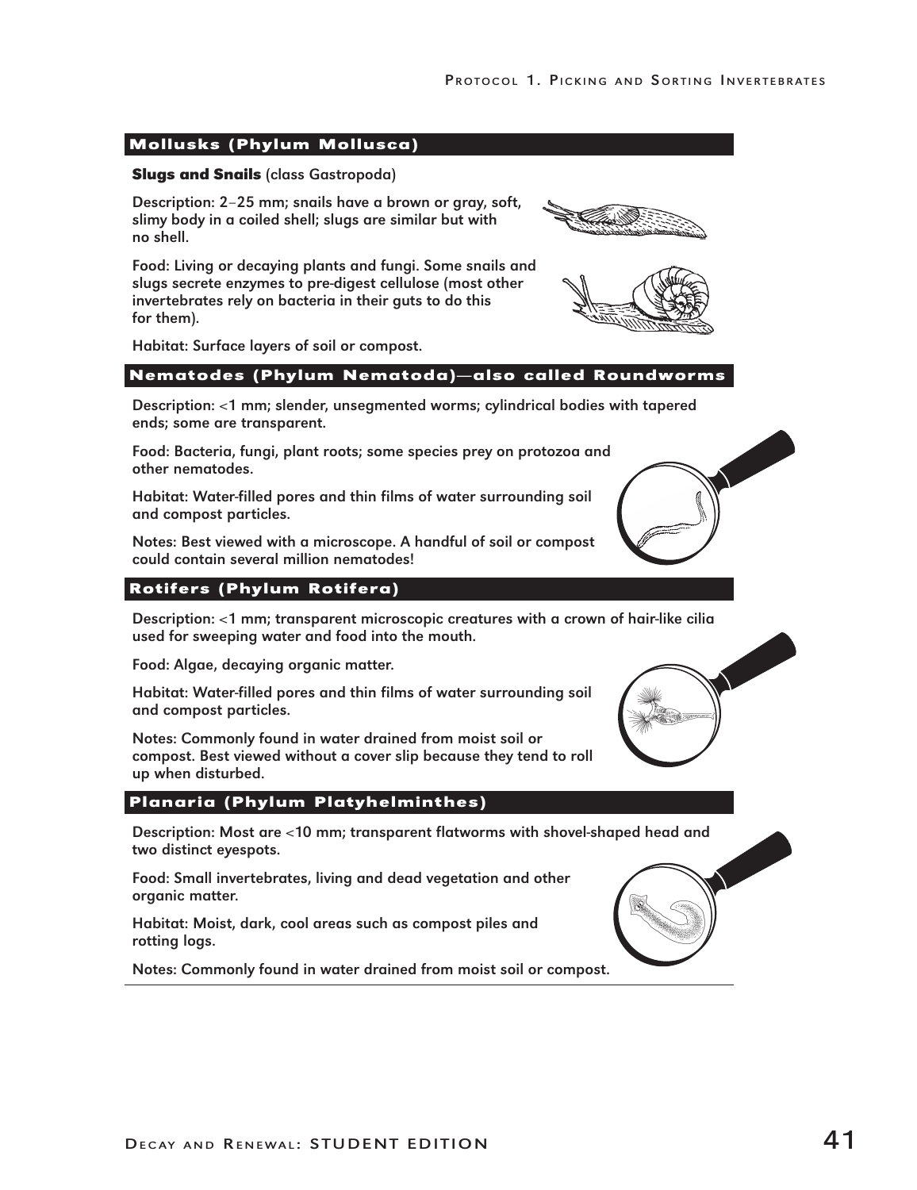## Mollusks (Phylum Mollusca)

**Slugs and Snails** (class Gastropoda)

Description: 2–25 mm; snails have a brown or gray, soft, slimy body in a coiled shell; slugs are similar but with no shell.

Food: Living or decaying plants and fungi. Some snails and slugs secrete enzymes to pre-digest cellulose (most other invertebrates rely on bacteria in their guts to do this for them).

Habitat: Surface layers of soil or compost.

## Nematodes (Phylum Nematoda)—also called Roundworms

Description: <1 mm; slender, unsegmented worms; cylindrical bodies with tapered ends; some are transparent.

Food: Bacteria, fungi, plant roots; some species prey on protozoa and other nematodes.

Habitat: Water-filled pores and thin films of water surrounding soil and compost particles.

Notes: Best viewed with a microscope. A handful of soil or compost could contain several million nematodes!

## Rotifers (Phylum Rotifera)

Description: <1 mm; transparent microscopic creatures with a crown of hair-like cilia used for sweeping water and food into the mouth.

Food: Algae, decaying organic matter.

Habitat: Water-filled pores and thin films of water surrounding soil and compost particles.

Notes: Commonly found in water drained from moist soil or compost. Best viewed without a cover slip because they tend to roll up when disturbed.

## Planaria (Phylum Platyhelminthes)

Description: Most are <10 mm; transparent flatworms with shovel-shaped head and two distinct eyespots.

Food: Small invertebrates, living and dead vegetation and other organic matter.

Habitat: Moist, dark, cool areas such as compost piles and rotting logs.

Notes: Commonly found in water drained from moist soil or compost.